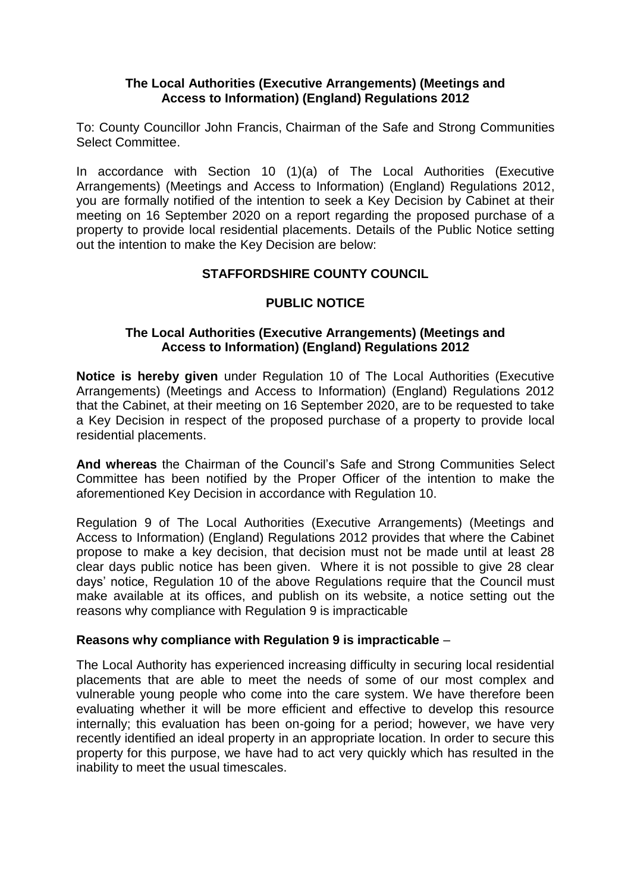**The Local Authorities (Executive Arrangements) (Meetings and Access to Information) (England) Regulations 2012**

To: County Councillor John Francis, Chairman of the Safe and Strong Communities Select Committee.

In accordance with Section 10 (1)(a) of The Local Authorities (Executive Arrangements) (Meetings and Access to Information) (England) Regulations 2012, you are formally notified of the intention to seek a Key Decision by Cabinet at their meeting on 16 September 2020 on a report regarding the proposed purchase of a property to provide local residential placements. Details of the Public Notice setting out the intention to make the Key Decision are below:

**STAFFORDSHIRE COUNTY COUNCIL**

**PUBLIC NOTICE**

**The Local Authorities (Executive Arrangements) (Meetings and Access to Information) (England) Regulations 2012**

**Notice is hereby given** under Regulation 10 of The Local Authorities (Executive Arrangements) (Meetings and Access to Information) (England) Regulations 2012 that the Cabinet, at their meeting on 16 September 2020, are to be requested to take a Key Decision in respect of the proposed purchase of a property to provide local residential placements.

**And whereas** the Chairman of the Council's Safe and Strong Communities Select Committee has been notified by the Proper Officer of the intention to make the aforementioned Key Decision in accordance with Regulation 10.

Regulation 9 of The Local Authorities (Executive Arrangements) (Meetings and Access to Information) (England) Regulations 2012 provides that where the Cabinet propose to make a key decision, that decision must not be made until at least 28 clear days public notice has been given. Where it is not possible to give 28 clear days' notice, Regulation 10 of the above Regulations require that the Council must make available at its offices, and publish on its website, a notice setting out the reasons why compliance with Regulation 9 is impracticable

**Reasons why compliance with Regulation 9 is impracticable** –

The Local Authority has experienced increasing difficulty in securing local residential placements that are able to meet the needs of some of our most complex and vulnerable young people who come into the care system. We have therefore been evaluating whether it will be more efficient and effective to develop this resource internally; this evaluation has been on-going for a period; however, we have very recently identified an ideal property in an appropriate location. In order to secure this property for this purpose, we have had to act very quickly which has resulted in the inability to meet the usual timescales.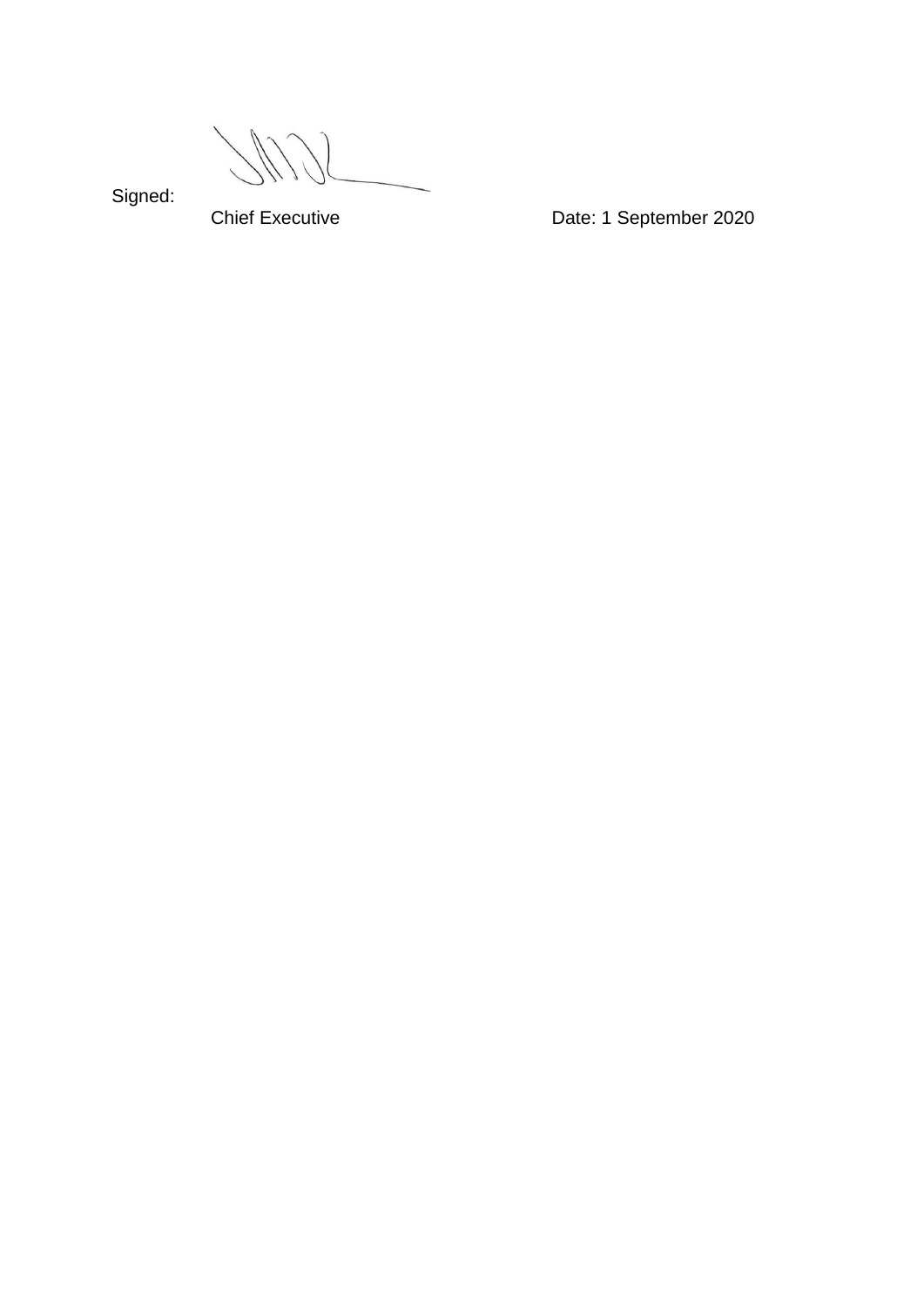Signed:

Chief Executive

Date: 1 September 2020